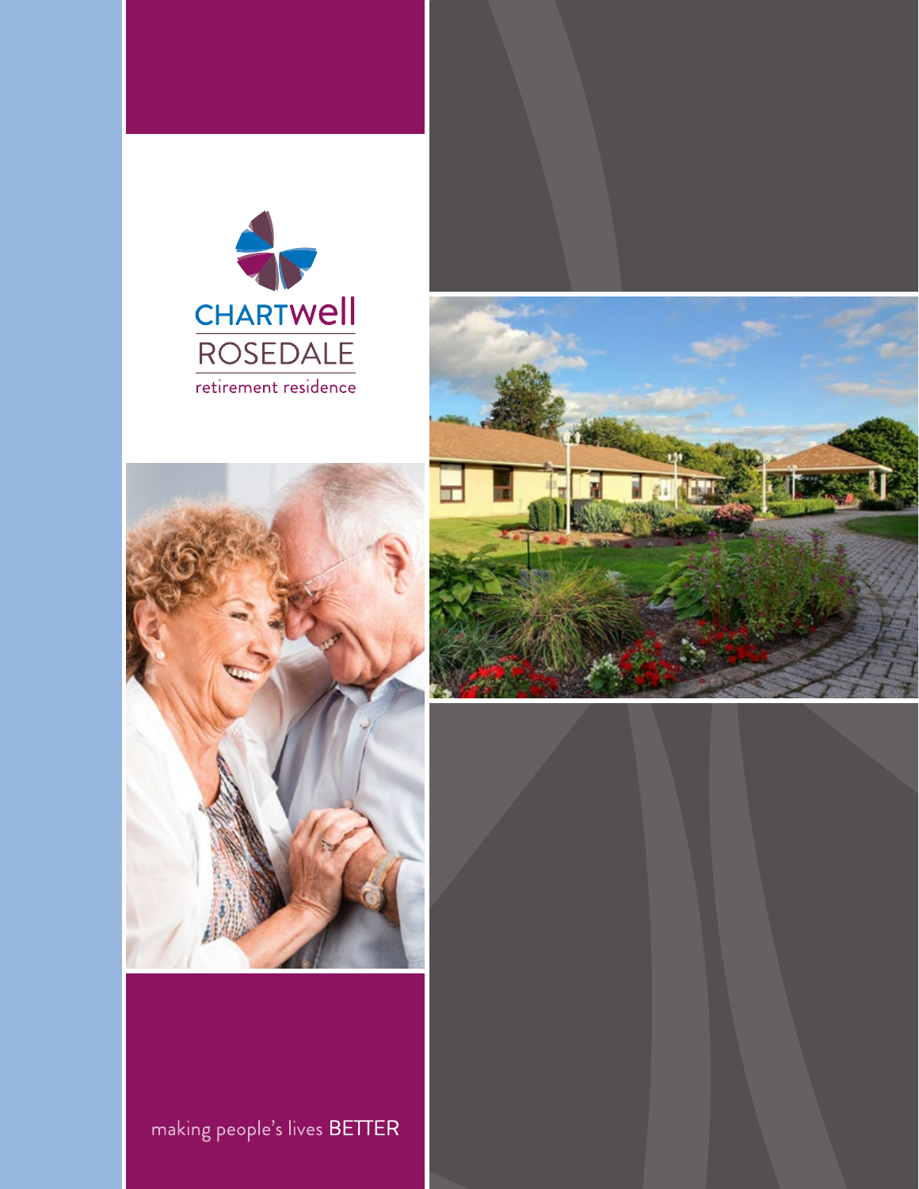CHARTWell

ROSEDALE

retirement residence

making people's lives BETTER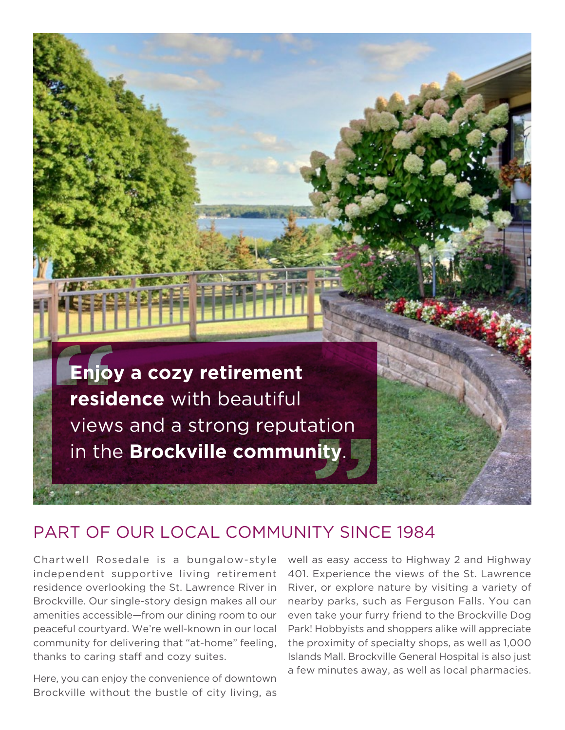> **Enjoy a cozy retirement residence** with beautiful views and a strong reputation in the **Brockville community**.

## PART OF OUR LOCAL COMMUNITY SINCE 1984

Chartwell Rosedale is a bungalow-style independent supportive living retirement residence overlooking the St. Lawrence River in Brockville. Our single-story design makes all our amenities accessible—from our dining room to our peaceful courtyard. We're well-known in our local community for delivering that "at-home" feeling, thanks to caring staff and cozy suites.

Here, you can enjoy the convenience of downtown Brockville without the bustle of city living, as well as easy access to Highway 2 and Highway 401. Experience the views of the St. Lawrence River, or explore nature by visiting a variety of nearby parks, such as Ferguson Falls. You can even take your furry friend to the Brockville Dog Park! Hobbyists and shoppers alike will appreciate the proximity of specialty shops, as well as 1,000 Islands Mall. Brockville General Hospital is also just a few minutes away, as well as local pharmacies.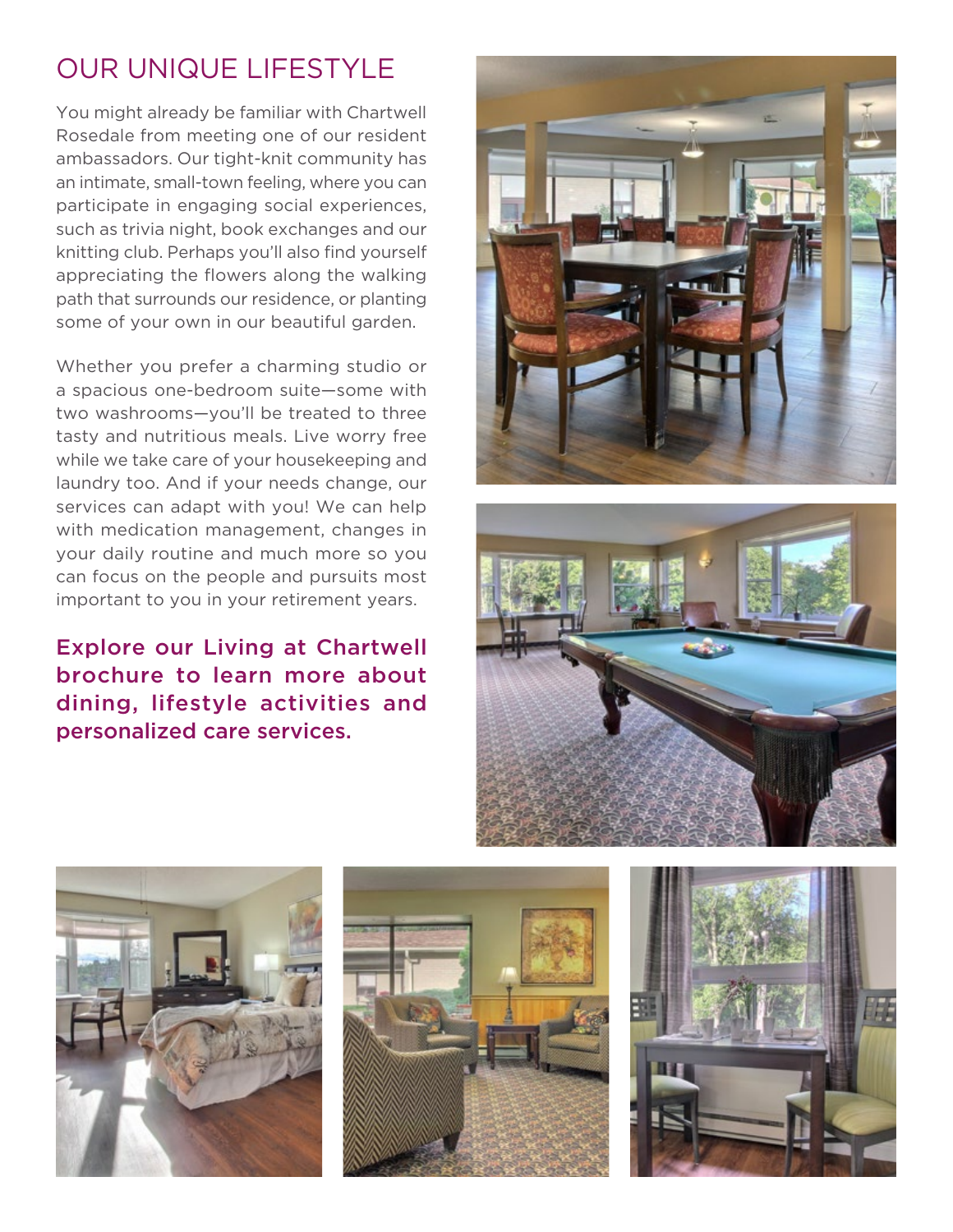# OUR UNIQUE LIFESTYLE

You might already be familiar with Chartwell Rosedale from meeting one of our resident ambassadors. Our tight-knit community has an intimate, small-town feeling, where you can participate in engaging social experiences, such as trivia night, book exchanges and our knitting club. Perhaps you'll also find yourself appreciating the flowers along the walking path that surrounds our residence, or planting some of your own in our beautiful garden.

Whether you prefer a charming studio or a spacious one-bedroom suite—some with two washrooms—you'll be treated to three tasty and nutritious meals. Live worry free while we take care of your housekeeping and laundry too. And if your needs change, our services can adapt with you! We can help with medication management, changes in your daily routine and much more so you can focus on the people and pursuits most important to you in your retirement years.

**Explore our Living at Chartwell brochure to learn more about dining, lifestyle activities and personalized care services.**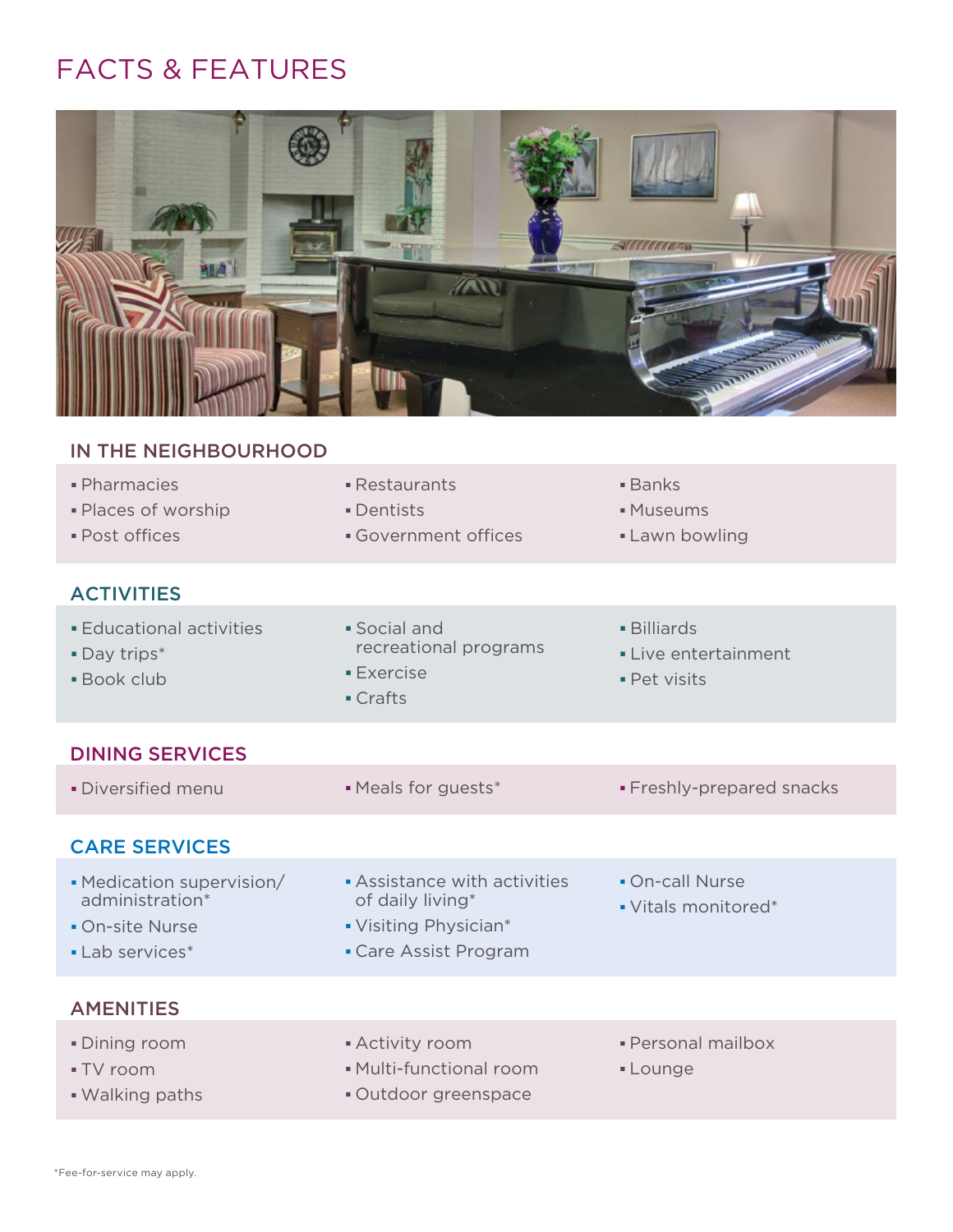# FACTS & FEATURES

## IN THE NEIGHBOURHOOD

- Pharmacies
- Places of worship
- Post offices
- Restaurants
- Dentists
- Government offices
- Banks
- Museums
- Lawn bowling

## ACTIVITIES

- Educational activities
- Day trips*
- Book club
- Social and recreational programs
- Exercise
- Crafts
- Billiards
- Live entertainment
- Pet visits

## DINING SERVICES

- Diversified menu
- Meals for guests*
- Freshly-prepared snacks

## CARE SERVICES

- Medication supervision/administration*
- On-site Nurse
- Lab services*
- Assistance with activities of daily living*
- Visiting Physician*
- Care Assist Program
- On-call Nurse
- Vitals monitored*

## AMENITIES

- Dining room
- TV room
- Walking paths
- Activity room
- Multi-functional room
- Outdoor greenspace
- Personal mailbox
- Lounge

*Fee-for-service may apply.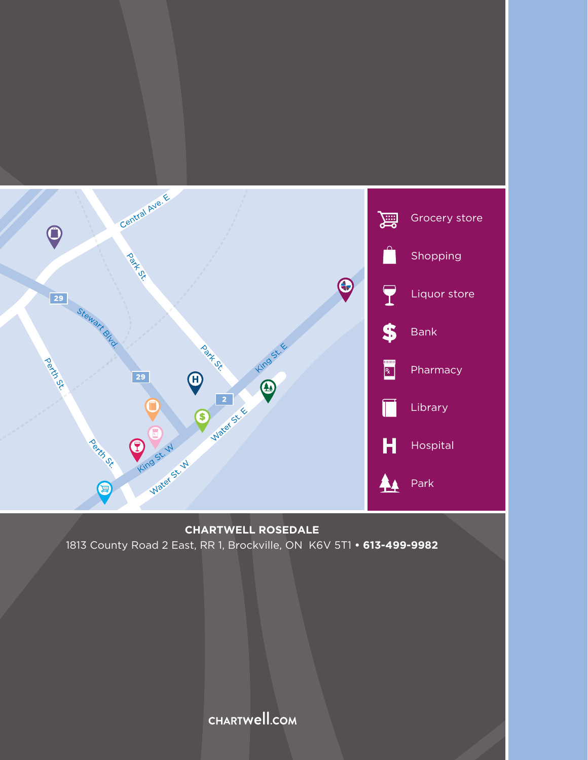Central Ave. E

Park St.

29

Stewart Blvd.

Perth St.

29

Park St.

King St. E

2

Water St. E

Perth St.

King St. W

Water St. W

- Grocery store
- Shopping
- Liquor store
- Bank
- Pharmacy
- Library
- Hospital
- Park

**CHARTWELL ROSEDALE**

1813 County Road 2 East, RR 1, Brockville, ON K6V 5T1 • **613-499-9982**

CHARTWELL.COM